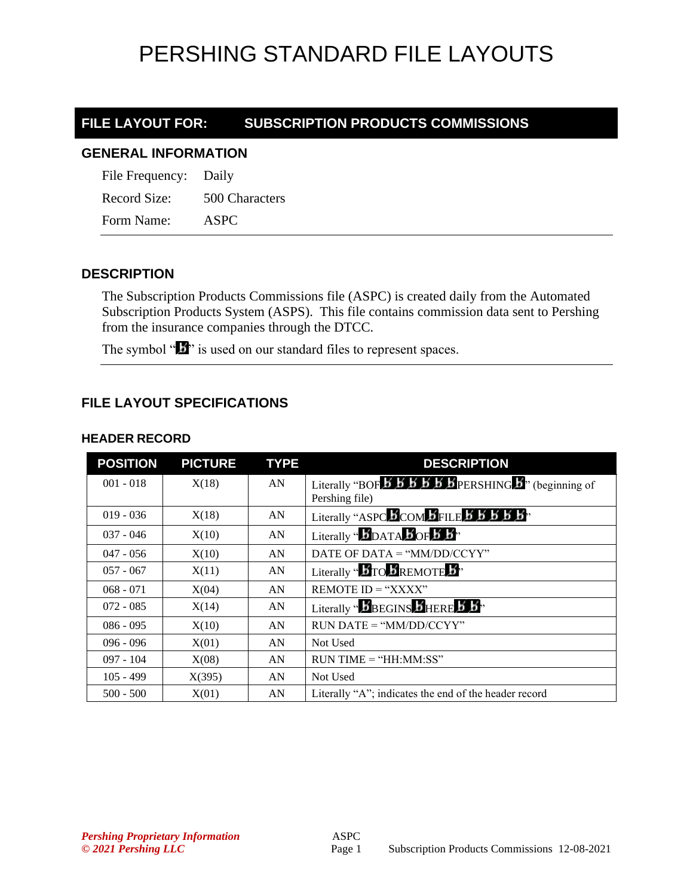# PERSHING STANDARD FILE LAYOUTS

## FILE LAYOUT FOR: SUBSCRIPTION PRODUCTS COMMISSIONS

### GENERAL INFORMATION

File Frequency: Daily

Record Size: 500 Characters

Form Name: ASPC

### DESCRIPTION

The Subscription Products Commissions file (ASPC) is created daily from the Automated Subscription Products System (ASPS). This file contains commission data sent to Pershing from the insurance companies through the DTCC.

The symbol "ƀ" is used on our standard files to represent spaces.

### FILE LAYOUT SPECIFICATIONS

#### HEADER RECORD

| POSITION | PICTURE | TYPE | DESCRIPTION |
|---|---|---|---|
| 001 - 018 | X(18) | AN | Literally "BOFƀƀƀƀƀƀPERSHINGƀ" (beginning of Pershing file) |
| 019 - 036 | X(18) | AN | Literally "ASPCƀCOMƀFILEƀƀƀƀƀ" |
| 037 - 046 | X(10) | AN | Literally "ƀDATAƀOFƀƀ" |
| 047 - 056 | X(10) | AN | DATE OF DATA = "MM/DD/CCYY" |
| 057 - 067 | X(11) | AN | Literally "ƀTOƀREMOTEƀ" |
| 068 - 071 | X(04) | AN | REMOTE ID = "XXXX" |
| 072 - 085 | X(14) | AN | Literally "ƀBEGINSƀHEREƀƀ" |
| 086 - 095 | X(10) | AN | RUN DATE = "MM/DD/CCYY" |
| 096 - 096 | X(01) | AN | Not Used |
| 097 - 104 | X(08) | AN | RUN TIME = "HH:MM:SS" |
| 105 - 499 | X(395) | AN | Not Used |
| 500 - 500 | X(01) | AN | Literally "A"; indicates the end of the header record |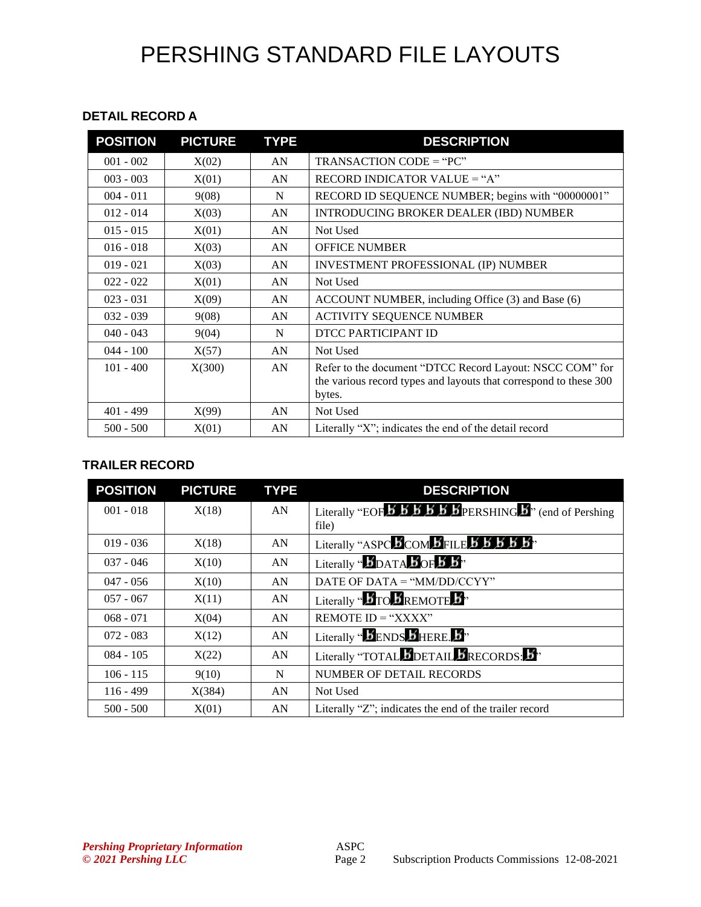### DETAIL RECORD A

| POSITION | PICTURE | TYPE | DESCRIPTION |
|---|---|---|---|
| 001 - 002 | X(02) | AN | TRANSACTION CODE = “PC” |
| 003 - 003 | X(01) | AN | RECORD INDICATOR VALUE = “A” |
| 004 - 011 | 9(08) | N | RECORD ID SEQUENCE NUMBER; begins with “00000001” |
| 012 - 014 | X(03) | AN | INTRODUCING BROKER DEALER (IBD) NUMBER |
| 015 - 015 | X(01) | AN | Not Used |
| 016 - 018 | X(03) | AN | OFFICE NUMBER |
| 019 - 021 | X(03) | AN | INVESTMENT PROFESSIONAL (IP) NUMBER |
| 022 - 022 | X(01) | AN | Not Used |
| 023 - 031 | X(09) | AN | ACCOUNT NUMBER, including Office (3) and Base (6) |
| 032 - 039 | 9(08) | AN | ACTIVITY SEQUENCE NUMBER |
| 040 - 043 | 9(04) | N | DTCC PARTICIPANT ID |
| 044 - 100 | X(57) | AN | Not Used |
| 101 - 400 | X(300) | AN | Refer to the document “DTCC Record Layout: NSCC COM” for the various record types and layouts that correspond to these 300 bytes. |
| 401 - 499 | X(99) | AN | Not Used |
| 500 - 500 | X(01) | AN | Literally “X”; indicates the end of the detail record |

### TRAILER RECORD

| POSITION | PICTURE | TYPE | DESCRIPTION |
|---|---|---|---|
| 001 - 018 | X(18) | AN | Literally “EOFb̸b̸b̸b̸b̸b̸PERSHINGb̸” (end of Pershing file) |
| 019 - 036 | X(18) | AN | Literally “ASPCb̸COMb̸FILEb̸b̸b̸b̸b̸” |
| 037 - 046 | X(10) | AN | Literally “b̸DATAb̸OFb̸b̸” |
| 047 - 056 | X(10) | AN | DATE OF DATA = “MM/DD/CCYY” |
| 057 - 067 | X(11) | AN | Literally “b̸TOb̸REMOTEb̸” |
| 068 - 071 | X(04) | AN | REMOTE ID = “XXXX” |
| 072 - 083 | X(12) | AN | Literally “b̸ENDSb̸HERE.b̸” |
| 084 - 105 | X(22) | AN | Literally “TOTALb̸DETAILb̸RECORDS:b̸” |
| 106 - 115 | 9(10) | N | NUMBER OF DETAIL RECORDS |
| 116 - 499 | X(384) | AN | Not Used |
| 500 - 500 | X(01) | AN | Literally “Z”; indicates the end of the trailer record |